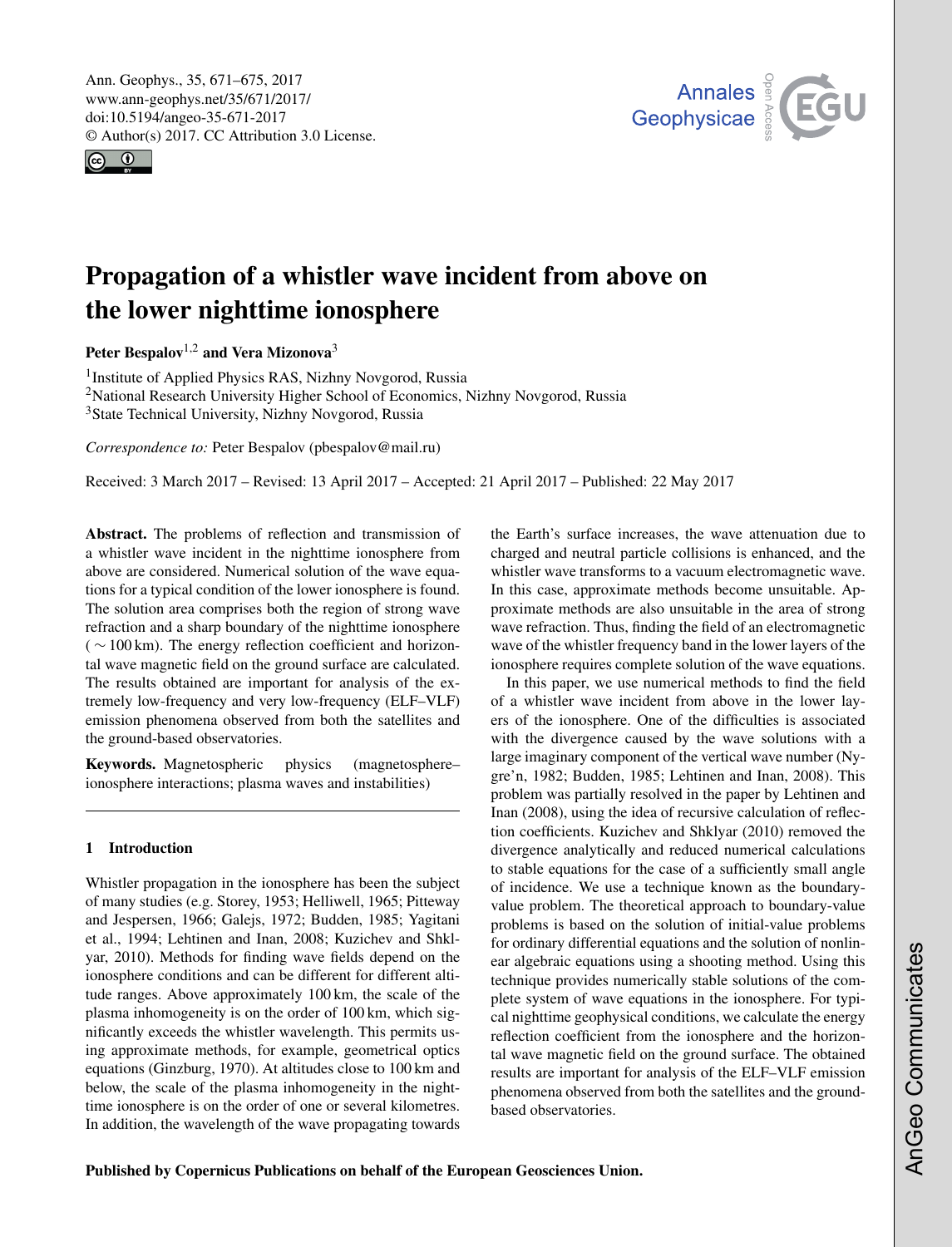# Propagation of a whistler wave incident from above on the lower nighttime ionosphere

**Peter Bespalov**[1,2] **and Vera Mizonova**[3]

[1]Institute of Applied Physics RAS, Nizhny Novgorod, Russia
[2]National Research University Higher School of Economics, Nizhny Novgorod, Russia
[3]State Technical University, Nizhny Novgorod, Russia

*Correspondence to:* Peter Bespalov (pbespalov@mail.ru)

Received: 3 March 2017 – Revised: 13 April 2017 – Accepted: 21 April 2017 – Published: 22 May 2017

**Abstract.** The problems of reflection and transmission of a whistler wave incident in the nighttime ionosphere from above are considered. Numerical solution of the wave equations for a typical condition of the lower ionosphere is found. The solution area comprises both the region of strong wave refraction and a sharp boundary of the nighttime ionosphere ( ∼ 100 km). The energy reflection coefficient and horizontal wave magnetic field on the ground surface are calculated. The results obtained are important for analysis of the extremely low-frequency and very low-frequency (ELF–VLF) emission phenomena observed from both the satellites and the ground-based observatories.

**Keywords.** Magnetospheric physics (magnetosphere–ionosphere interactions; plasma waves and instabilities)

## 1 Introduction

Whistler propagation in the ionosphere has been the subject of many studies (e.g. Storey, 1953; Helliwell, 1965; Pitteway and Jespersen, 1966; Galejs, 1972; Budden, 1985; Yagitani et al., 1994; Lehtinen and Inan, 2008; Kuzichev and Shklyar, 2010). Methods for finding wave fields depend on the ionosphere conditions and can be different for different altitude ranges. Above approximately 100 km, the scale of the plasma inhomogeneity is on the order of 100 km, which significantly exceeds the whistler wavelength. This permits using approximate methods, for example, geometrical optics equations (Ginzburg, 1970). At altitudes close to 100 km and below, the scale of the plasma inhomogeneity in the nighttime ionosphere is on the order of one or several kilometres. In addition, the wavelength of the wave propagating towards the Earth's surface increases, the wave attenuation due to charged and neutral particle collisions is enhanced, and the whistler wave transforms to a vacuum electromagnetic wave. In this case, approximate methods become unsuitable. Approximate methods are also unsuitable in the area of strong wave refraction. Thus, finding the field of an electromagnetic wave of the whistler frequency band in the lower layers of the ionosphere requires complete solution of the wave equations.

In this paper, we use numerical methods to find the field of a whistler wave incident from above in the lower layers of the ionosphere. One of the difficulties is associated with the divergence caused by the wave solutions with a large imaginary component of the vertical wave number (Nygre'n, 1982; Budden, 1985; Lehtinen and Inan, 2008). This problem was partially resolved in the paper by Lehtinen and Inan (2008), using the idea of recursive calculation of reflection coefficients. Kuzichev and Shklyar (2010) removed the divergence analytically and reduced numerical calculations to stable equations for the case of a sufficiently small angle of incidence. We use a technique known as the boundary-value problem. The theoretical approach to boundary-value problems is based on the solution of initial-value problems for ordinary differential equations and the solution of nonlinear algebraic equations using a shooting method. Using this technique provides numerically stable solutions of the complete system of wave equations in the ionosphere. For typical nighttime geophysical conditions, we calculate the energy reflection coefficient from the ionosphere and the horizontal wave magnetic field on the ground surface. The obtained results are important for analysis of the ELF–VLF emission phenomena observed from both the satellites and the ground-based observatories.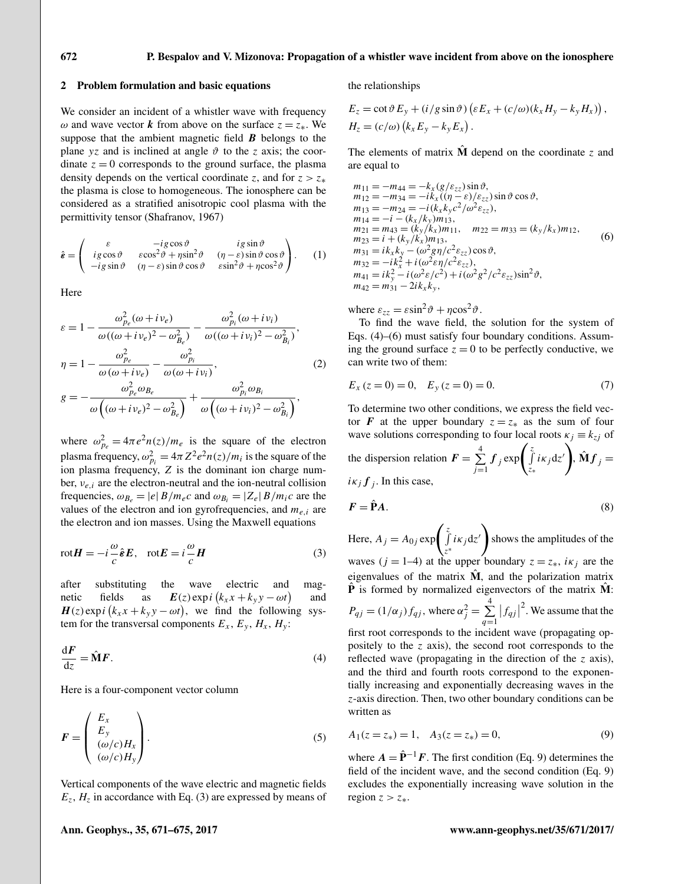## 2 Problem formulation and basic equations

We consider an incident of a whistler wave with frequency $\omega$ and wave vector $\boldsymbol{k}$ from above on the surface $z = z_*$. We suppose that the ambient magnetic field $\boldsymbol{B}$ belongs to the plane $yz$ and is inclined at angle $\vartheta$ to the $z$ axis; the coordinate $z = 0$ corresponds to the ground surface, the plasma density depends on the vertical coordinate $z$, and for $z > z_*$ the plasma is close to homogeneous. The ionosphere can be considered as a stratified anisotropic cool plasma with the permittivity tensor (Shafranov, 1967)

$$\hat{\boldsymbol{\varepsilon}} = \begin{pmatrix} \varepsilon & -ig\cos\vartheta & ig\sin\vartheta \\ ig\cos\vartheta & \varepsilon\cos^2\vartheta + \eta\sin^2\vartheta & (\eta-\varepsilon)\sin\vartheta\cos\vartheta \\ -ig\sin\vartheta & (\eta-\varepsilon)\sin\vartheta\cos\vartheta & \varepsilon\sin^2\vartheta + \eta\cos^2\vartheta \end{pmatrix}. \quad (1)$$

Here

$$\begin{aligned}
\varepsilon &= 1 - \frac{\omega_{p_e}^2(\omega + i\nu_e)}{\omega((\omega+i\nu_e)^2 - \omega_{B_e}^2)} - \frac{\omega_{p_i}^2(\omega + i\nu_i)}{\omega((\omega+i\nu_i)^2 - \omega_{B_i}^2)}, \\
\eta &= 1 - \frac{\omega_{p_e}^2}{\omega(\omega+i\nu_e)} - \frac{\omega_{p_i}^2}{\omega(\omega+i\nu_i)}, \quad (2) \\
g &= -\frac{\omega_{p_e}^2\omega_{B_e}}{\omega\left((\omega+i\nu_e)^2 - \omega_{B_e}^2\right)} + \frac{\omega_{p_i}^2\omega_{B_i}}{\omega\left((\omega+i\nu_i)^2 - \omega_{B_i}^2\right)},
\end{aligned}$$

where $\omega_{p_e}^2 = 4\pi e^2 n(z)/m_e$ is the square of the electron plasma frequency, $\omega_{p_i}^2 = 4\pi Z^2 e^2 n(z)/m_i$ is the square of the ion plasma frequency, $Z$ is the dominant ion charge number, $\nu_{e,i}$ are the electron-neutral and the ion-neutral collision frequencies, $\omega_{B_e} = |e|\,B/m_e c$ and $\omega_{B_i} = |Z_e|\,B/m_i c$ are the values of the electron and ion gyrofrequencies, and $m_{e,i}$ are the electron and ion masses. Using the Maxwell equations

$$\mathrm{rot}\boldsymbol{H} = -i\frac{\omega}{c}\hat{\boldsymbol{\varepsilon}}\boldsymbol{E}, \quad \mathrm{rot}\boldsymbol{E} = i\frac{\omega}{c}\boldsymbol{H} \quad (3)$$

after substituting the wave electric and magnetic fields as $\boldsymbol{E}(z)\exp i\left(k_x x + k_y y - \omega t\right)$ and $\boldsymbol{H}(z)\exp i\left(k_x x + k_y y - \omega t\right)$, we find the following system for the transversal components $E_x$, $E_y$, $H_x$, $H_y$:

$$\frac{\mathrm{d}\boldsymbol{F}}{\mathrm{d}z} = \hat{\mathbf{M}}\boldsymbol{F}. \quad (4)$$

Here is a four-component vector column

$$\boldsymbol{F} = \begin{pmatrix} E_x \\ E_y \\ (\omega/c)H_x \\ (\omega/c)H_y \end{pmatrix}. \quad (5)$$

Vertical components of the wave electric and magnetic fields $E_z$, $H_z$ in accordance with Eq. (3) are expressed by means of the relationships

$$\begin{aligned}
E_z &= \cot\vartheta\, E_y + (i/g\sin\vartheta)\left(\varepsilon E_x + (c/\omega)(k_x H_y - k_y H_x)\right), \\
H_z &= (c/\omega)\left(k_x E_y - k_y E_x\right).
\end{aligned}$$

The elements of matrix $\hat{\mathbf{M}}$ depend on the coordinate $z$ and are equal to

$$\begin{aligned}
&m_{11} = -m_{44} = -k_x(g/\varepsilon_{zz})\sin\vartheta, \\
&m_{12} = -m_{34} = -ik_x((\eta-\varepsilon)/\varepsilon_{zz})\sin\vartheta\cos\vartheta, \\
&m_{13} = -m_{24} = -i(k_x k_y c^2/\omega^2\varepsilon_{zz}), \\
&m_{14} = -i - (k_x/k_y)m_{13}, \\
&m_{21} = m_{43} = (k_y/k_x)m_{11}, \quad m_{22} = m_{33} = (k_y/k_x)m_{12}, \\
&m_{23} = i + (k_y/k_x)m_{13}, \quad (6) \\
&m_{31} = ik_x k_y - (\omega^2 g\eta/c^2\varepsilon_{zz})\cos\vartheta, \\
&m_{32} = -ik_x^2 + i(\omega^2\varepsilon\eta/c^2\varepsilon_{zz}), \\
&m_{41} = ik_y^2 - i(\omega^2\varepsilon/c^2) + i(\omega^2 g^2/c^2\varepsilon_{zz})\sin^2\vartheta, \\
&m_{42} = m_{31} - 2ik_x k_y,
\end{aligned}$$

where $\varepsilon_{zz} = \varepsilon\sin^2\vartheta + \eta\cos^2\vartheta$.

To find the wave field, the solution for the system of Eqs. (4)–(6) must satisfy four boundary conditions. Assuming the ground surface $z = 0$ to be perfectly conductive, we can write two of them:

$$E_x(z=0) = 0, \quad E_y(z=0) = 0. \quad (7)$$

To determine two other conditions, we express the field vector $\boldsymbol{F}$ at the upper boundary $z = z_*$ as the sum of four wave solutions corresponding to four local roots $\kappa_j \equiv k_{zj}$ of the dispersion relation $\boldsymbol{F} = \sum\limits_{j=1}^{4} \boldsymbol{f}_j \exp\left(\int\limits_{z_*}^{z} i\kappa_j \mathrm{d}z'\right)$, $\hat{\mathbf{M}}\boldsymbol{f}_j = i\kappa_j \boldsymbol{f}_j$. In this case,

$$\boldsymbol{F} = \hat{\mathbf{P}}\boldsymbol{A}. \quad (8)$$

Here, $A_j = A_{0j}\exp\left(\int\limits_{z^*}^{z} i\kappa_j \mathrm{d}z'\right)$ shows the amplitudes of the waves ($j = 1$–$4$) at the upper boundary $z = z_*$, $i\kappa_j$ are the eigenvalues of the matrix $\hat{\mathbf{M}}$, and the polarization matrix $\hat{\mathbf{P}}$ is formed by normalized eigenvectors of the matrix $\hat{\mathbf{M}}$: $P_{qj} = (1/\alpha_j) f_{qj}$, where $\alpha_j^2 = \sum\limits_{q=1}^{4} \left|f_{qj}\right|^2$. We assume that the first root corresponds to the incident wave (propagating oppositely to the $z$ axis), the second root corresponds to the reflected wave (propagating in the direction of the $z$ axis), and the third and fourth roots correspond to the exponentially increasing and exponentially decreasing waves in the $z$-axis direction. Then, two other boundary conditions can be written as

$$A_1(z = z_*) = 1, \quad A_3(z = z_*) = 0, \quad (9)$$

where $\boldsymbol{A} = \hat{\mathbf{P}}^{-1}\boldsymbol{F}$. The first condition (Eq. 9) determines the field of the incident wave, and the second condition (Eq. 9) excludes the exponentially increasing wave solution in the region $z > z_*$.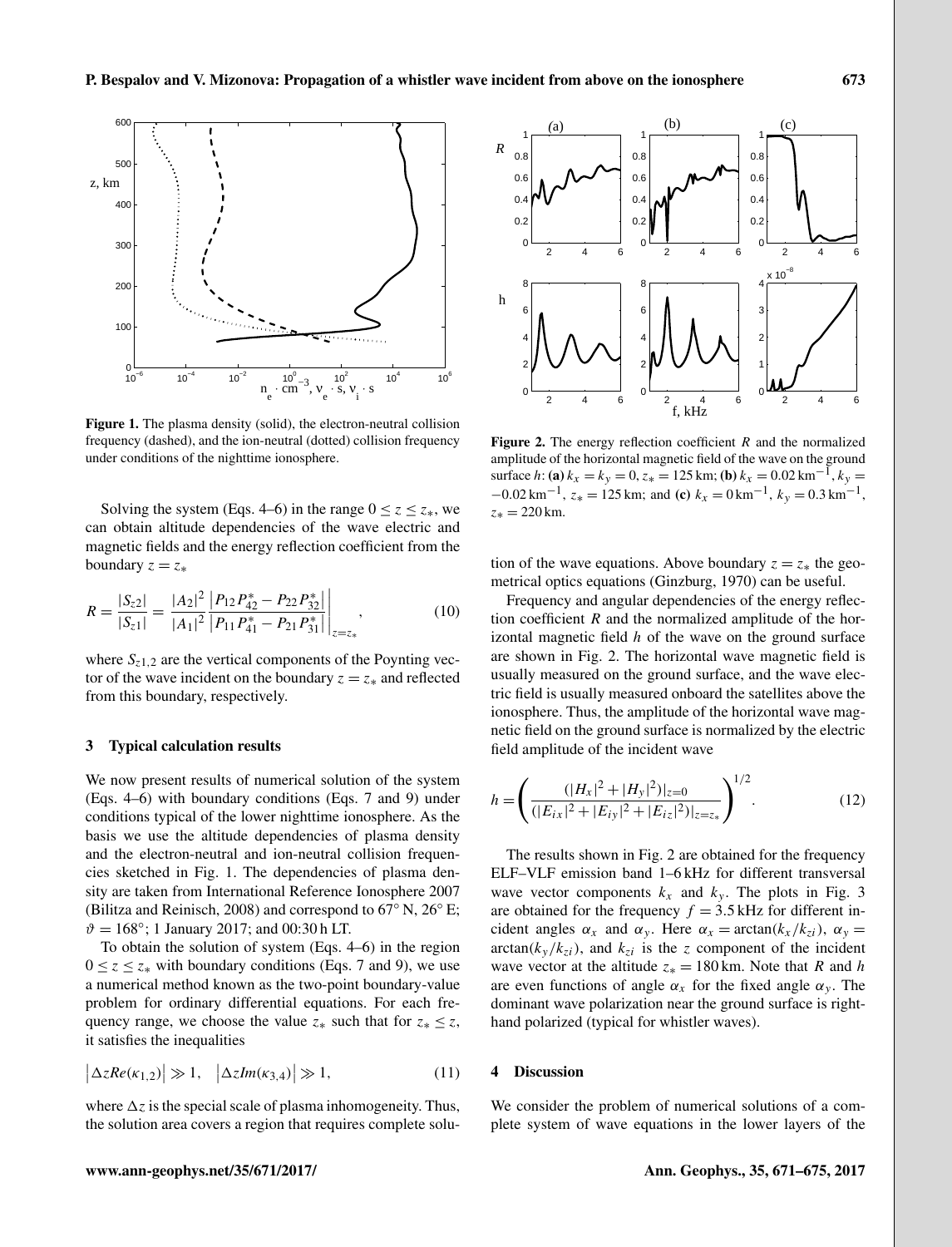Figure 1. The plasma density (solid), the electron-neutral collision frequency (dashed), and the ion-neutral (dotted) collision frequency under conditions of the nighttime ionosphere.

Solving the system (Eqs. 4–6) in the range $0 \leq z \leq z_*$, we can obtain altitude dependencies of the wave electric and magnetic fields and the energy reflection coefficient from the boundary $z = z_*$

$$R = \frac{|S_{z2}|}{|S_{z1}|} = \frac{|A_2|^2}{|A_1|^2} \left. \frac{\left|P_{12}P_{42}^* - P_{22}P_{32}^*\right|}{\left|P_{11}P_{41}^* - P_{21}P_{31}^*\right|} \right|_{z=z_*}, \tag{10}$$

where $S_{z1,2}$ are the vertical components of the Poynting vector of the wave incident on the boundary $z = z_*$ and reflected from this boundary, respectively.

## 3 Typical calculation results

We now present results of numerical solution of the system (Eqs. 4–6) with boundary conditions (Eqs. 7 and 9) under conditions typical of the lower nighttime ionosphere. As the basis we use the altitude dependencies of plasma density and the electron-neutral and ion-neutral collision frequencies sketched in Fig. 1. The dependencies of plasma density are taken from International Reference Ionosphere 2007 (Bilitza and Reinisch, 2008) and correspond to 67° N, 26° E; $\vartheta = 168°$; 1 January 2017; and 00:30 h LT.

To obtain the solution of system (Eqs. 4–6) in the region $0 \leq z \leq z_*$ with boundary conditions (Eqs. 7 and 9), we use a numerical method known as the two-point boundary-value problem for ordinary differential equations. For each frequency range, we choose the value $z_*$ such that for $z_* \leq z$, it satisfies the inequalities

$$\left|\Delta z Re(\kappa_{1,2})\right| \gg 1, \quad \left|\Delta z Im(\kappa_{3,4})\right| \gg 1, \tag{11}$$

where $\Delta z$ is the special scale of plasma inhomogeneity. Thus, the solution area covers a region that requires complete solution of the wave equations. Above boundary $z = z_*$ the geometrical optics equations (Ginzburg, 1970) can be useful.

Figure 2. The energy reflection coefficient $R$ and the normalized amplitude of the horizontal magnetic field of the wave on the ground surface $h$: **(a)** $k_x = k_y = 0$, $z_* = 125$ km; **(b)** $k_x = 0.02\,\text{km}^{-1}$, $k_y = -0.02\,\text{km}^{-1}$, $z_* = 125$ km; and **(c)** $k_x = 0\,\text{km}^{-1}$, $k_y = 0.3\,\text{km}^{-1}$, $z_* = 220$ km.

Frequency and angular dependencies of the energy reflection coefficient $R$ and the normalized amplitude of the horizontal magnetic field $h$ of the wave on the ground surface are shown in Fig. 2. The horizontal wave magnetic field is usually measured on the ground surface, and the wave electric field is usually measured onboard the satellites above the ionosphere. Thus, the amplitude of the horizontal wave magnetic field on the ground surface is normalized by the electric field amplitude of the incident wave

$$h = \left( \frac{(|H_x|^2 + |H_y|^2)|_{z=0}}{(|E_{ix}|^2 + |E_{iy}|^2 + |E_{iz}|^2)|_{z=z_*}} \right)^{1/2}. \tag{12}$$

The results shown in Fig. 2 are obtained for the frequency ELF–VLF emission band 1–6 kHz for different transversal wave vector components $k_x$ and $k_y$. The plots in Fig. 3 are obtained for the frequency $f = 3.5$ kHz for different incident angles $\alpha_x$ and $\alpha_y$. Here $\alpha_x = \arctan(k_x/k_{zi})$, $\alpha_y = \arctan(k_y/k_{zi})$, and $k_{zi}$ is the $z$ component of the incident wave vector at the altitude $z_* = 180$ km. Note that $R$ and $h$ are even functions of angle $\alpha_x$ for the fixed angle $\alpha_y$. The dominant wave polarization near the ground surface is right-hand polarized (typical for whistler waves).

## 4 Discussion

We consider the problem of numerical solutions of a complete system of wave equations in the lower layers of the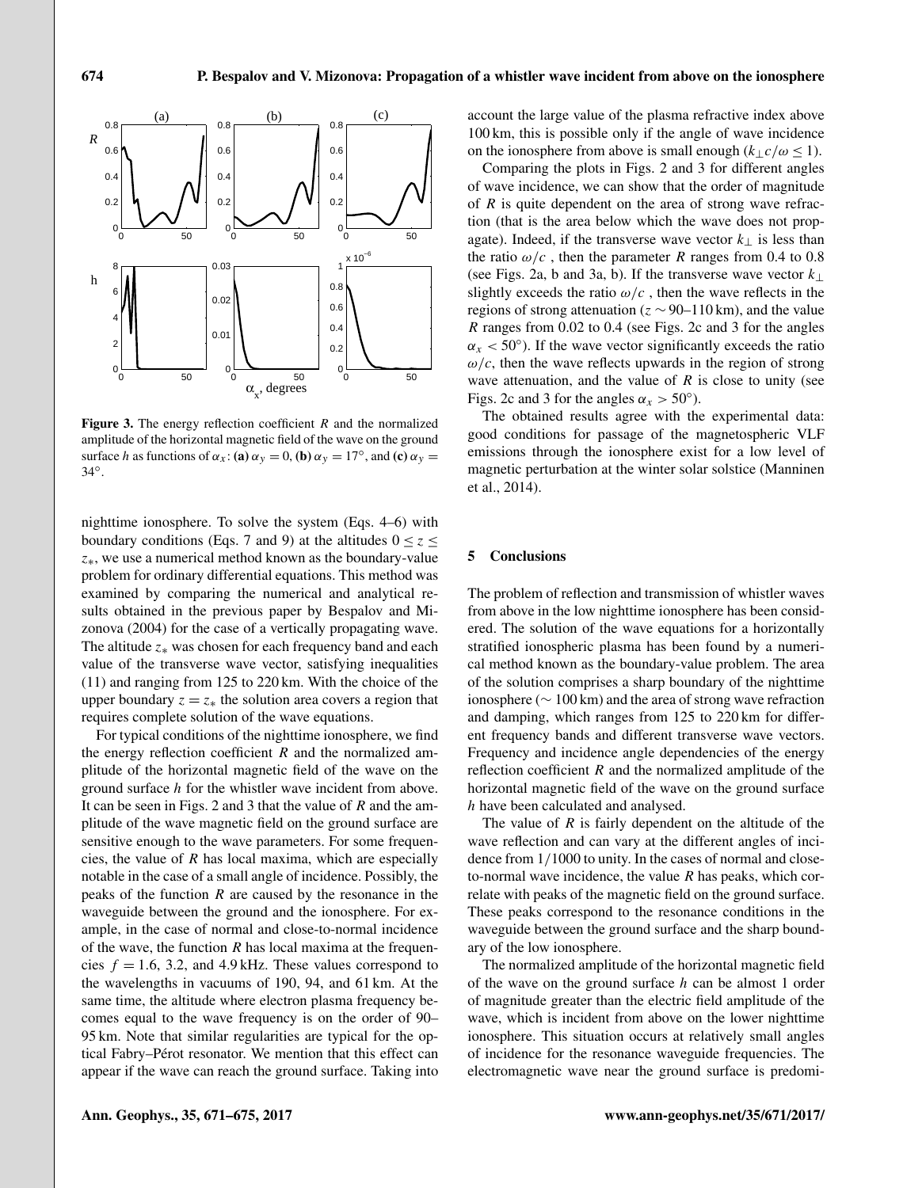**Figure 3.** The energy reflection coefficient $R$ and the normalized amplitude of the horizontal magnetic field of the wave on the ground surface $h$ as functions of $\alpha_x$: **(a)** $\alpha_y = 0$, **(b)** $\alpha_y = 17°$, and **(c)** $\alpha_y = 34°$.

nighttime ionosphere. To solve the system (Eqs. 4–6) with boundary conditions (Eqs. 7 and 9) at the altitudes $0 \le z \le z_*$, we use a numerical method known as the boundary-value problem for ordinary differential equations. This method was examined by comparing the numerical and analytical results obtained in the previous paper by Bespalov and Mizonova (2004) for the case of a vertically propagating wave. The altitude $z_*$ was chosen for each frequency band and each value of the transverse wave vector, satisfying inequalities (11) and ranging from 125 to 220 km. With the choice of the upper boundary $z = z_*$ the solution area covers a region that requires complete solution of the wave equations.

For typical conditions of the nighttime ionosphere, we find the energy reflection coefficient $R$ and the normalized amplitude of the horizontal magnetic field of the wave on the ground surface $h$ for the whistler wave incident from above. It can be seen in Figs. 2 and 3 that the value of $R$ and the amplitude of the wave magnetic field on the ground surface are sensitive enough to the wave parameters. For some frequencies, the value of $R$ has local maxima, which are especially notable in the case of a small angle of incidence. Possibly, the peaks of the function $R$ are caused by the resonance in the waveguide between the ground and the ionosphere. For example, in the case of normal and close-to-normal incidence of the wave, the function $R$ has local maxima at the frequencies $f = 1.6$, 3.2, and 4.9 kHz. These values correspond to the wavelengths in vacuums of 190, 94, and 61 km. At the same time, the altitude where electron plasma frequency becomes equal to the wave frequency is on the order of 90–95 km. Note that similar regularities are typical for the optical Fabry–Pérot resonator. We mention that this effect can appear if the wave can reach the ground surface. Taking into account the large value of the plasma refractive index above 100 km, this is possible only if the angle of wave incidence on the ionosphere from above is small enough ($k_\perp c/\omega \le 1$).

Comparing the plots in Figs. 2 and 3 for different angles of wave incidence, we can show that the order of magnitude of $R$ is quite dependent on the area of strong wave refraction (that is the area below which the wave does not propagate). Indeed, if the transverse wave vector $k_\perp$ is less than the ratio $\omega/c$ , then the parameter $R$ ranges from 0.4 to 0.8 (see Figs. 2a, b and 3a, b). If the transverse wave vector $k_\perp$ slightly exceeds the ratio $\omega/c$ , then the wave reflects in the regions of strong attenuation ($z \sim 90$–110 km), and the value $R$ ranges from 0.02 to 0.4 (see Figs. 2c and 3 for the angles $\alpha_x < 50°$). If the wave vector significantly exceeds the ratio $\omega/c$, then the wave reflects upwards in the region of strong wave attenuation, and the value of $R$ is close to unity (see Figs. 2c and 3 for the angles $\alpha_x > 50°$).

The obtained results agree with the experimental data: good conditions for passage of the magnetospheric VLF emissions through the ionosphere exist for a low level of magnetic perturbation at the winter solar solstice (Manninen et al., 2014).

## 5 Conclusions

The problem of reflection and transmission of whistler waves from above in the low nighttime ionosphere has been considered. The solution of the wave equations for a horizontally stratified ionospheric plasma has been found by a numerical method known as the boundary-value problem. The area of the solution comprises a sharp boundary of the nighttime ionosphere ($\sim 100$ km) and the area of strong wave refraction and damping, which ranges from 125 to 220 km for different frequency bands and different transverse wave vectors. Frequency and incidence angle dependencies of the energy reflection coefficient $R$ and the normalized amplitude of the horizontal magnetic field of the wave on the ground surface $h$ have been calculated and analysed.

The value of $R$ is fairly dependent on the altitude of the wave reflection and can vary at the different angles of incidence from $1/1000$ to unity. In the cases of normal and close-to-normal wave incidence, the value $R$ has peaks, which correlate with peaks of the magnetic field on the ground surface. These peaks correspond to the resonance conditions in the waveguide between the ground surface and the sharp boundary of the low ionosphere.

The normalized amplitude of the horizontal magnetic field of the wave on the ground surface $h$ can be almost 1 order of magnitude greater than the electric field amplitude of the wave, which is incident from above on the lower nighttime ionosphere. This situation occurs at relatively small angles of incidence for the resonance waveguide frequencies. The electromagnetic wave near the ground surface is predomi-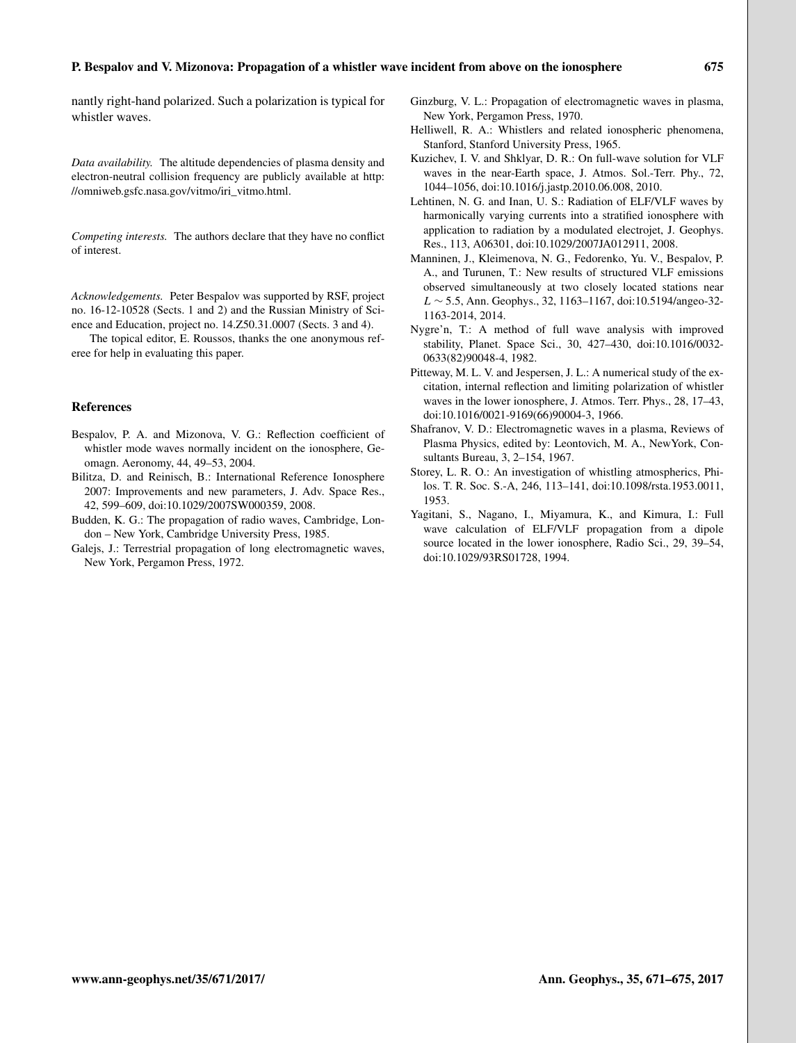nantly right-hand polarized. Such a polarization is typical for whistler waves.

*Data availability.* The altitude dependencies of plasma density and electron-neutral collision frequency are publicly available at http://omniweb.gsfc.nasa.gov/vitmo/iri_vitmo.html.

*Competing interests.* The authors declare that they have no conflict of interest.

*Acknowledgements.* Peter Bespalov was supported by RSF, project no. 16-12-10528 (Sects. 1 and 2) and the Russian Ministry of Science and Education, project no. 14.Z50.31.0007 (Sects. 3 and 4).

The topical editor, E. Roussos, thanks the one anonymous referee for help in evaluating this paper.

## References

Bespalov, P. A. and Mizonova, V. G.: Reflection coefficient of whistler mode waves normally incident on the ionosphere, Geomagn. Aeronomy, 44, 49–53, 2004.

Bilitza, D. and Reinisch, B.: International Reference Ionosphere 2007: Improvements and new parameters, J. Adv. Space Res., 42, 599–609, doi:10.1029/2007SW000359, 2008.

Budden, K. G.: The propagation of radio waves, Cambridge, London – New York, Cambridge University Press, 1985.

Galejs, J.: Terrestrial propagation of long electromagnetic waves, New York, Pergamon Press, 1972.

Ginzburg, V. L.: Propagation of electromagnetic waves in plasma, New York, Pergamon Press, 1970.

Helliwell, R. A.: Whistlers and related ionospheric phenomena, Stanford, Stanford University Press, 1965.

Kuzichev, I. V. and Shklyar, D. R.: On full-wave solution for VLF waves in the near-Earth space, J. Atmos. Sol.-Terr. Phy., 72, 1044–1056, doi:10.1016/j.jastp.2010.06.008, 2010.

Lehtinen, N. G. and Inan, U. S.: Radiation of ELF/VLF waves by harmonically varying currents into a stratified ionosphere with application to radiation by a modulated electrojet, J. Geophys. Res., 113, A06301, doi:10.1029/2007JA012911, 2008.

Manninen, J., Kleimenova, N. G., Fedorenko, Yu. V., Bespalov, P. A., and Turunen, T.: New results of structured VLF emissions observed simultaneously at two closely located stations near $L \sim 5.5$, Ann. Geophys., 32, 1163–1167, doi:10.5194/angeo-32-1163-2014, 2014.

Nygre'n, T.: A method of full wave analysis with improved stability, Planet. Space Sci., 30, 427–430, doi:10.1016/0032-0633(82)90048-4, 1982.

Pitteway, M. L. V. and Jespersen, J. L.: A numerical study of the excitation, internal reflection and limiting polarization of whistler waves in the lower ionosphere, J. Atmos. Terr. Phys., 28, 17–43, doi:10.1016/0021-9169(66)90004-3, 1966.

Shafranov, V. D.: Electromagnetic waves in a plasma, Reviews of Plasma Physics, edited by: Leontovich, M. A., NewYork, Consultants Bureau, 3, 2–154, 1967.

Storey, L. R. O.: An investigation of whistling atmospherics, Philos. T. R. Soc. S.-A, 246, 113–141, doi:10.1098/rsta.1953.0011, 1953.

Yagitani, S., Nagano, I., Miyamura, K., and Kimura, I.: Full wave calculation of ELF/VLF propagation from a dipole source located in the lower ionosphere, Radio Sci., 29, 39–54, doi:10.1029/93RS01728, 1994.